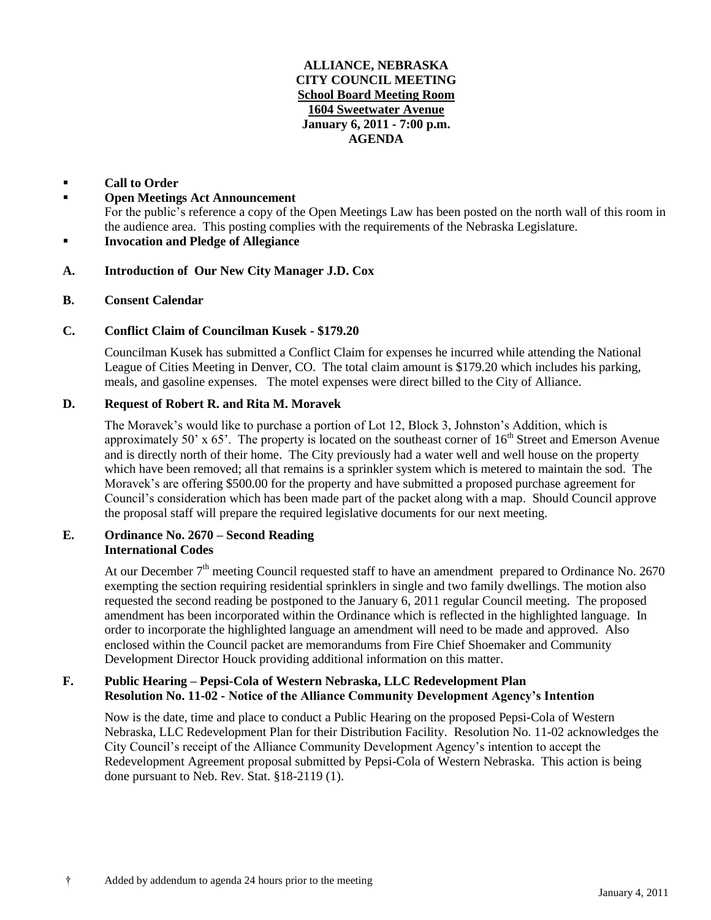**ALLIANCE, NEBRASKA**
**CITY COUNCIL MEETING**
**School Board Meeting Room**
**1604 Sweetwater Avenue**
**January 6, 2011 - 7:00 p.m.**
**AGENDA**

- **Call to Order**
- **Open Meetings Act Announcement**
  For the public's reference a copy of the Open Meetings Law has been posted on the north wall of this room in the audience area. This posting complies with the requirements of the Nebraska Legislature.
- **Invocation and Pledge of Allegiance**

**A. Introduction of Our New City Manager J.D. Cox**

**B. Consent Calendar**

**C. Conflict Claim of Councilman Kusek - $179.20**

Councilman Kusek has submitted a Conflict Claim for expenses he incurred while attending the National League of Cities Meeting in Denver, CO. The total claim amount is $179.20 which includes his parking, meals, and gasoline expenses. The motel expenses were direct billed to the City of Alliance.

**D. Request of Robert R. and Rita M. Moravek**

The Moravek's would like to purchase a portion of Lot 12, Block 3, Johnston's Addition, which is approximately 50' x 65'. The property is located on the southeast corner of 16th Street and Emerson Avenue and is directly north of their home. The City previously had a water well and well house on the property which have been removed; all that remains is a sprinkler system which is metered to maintain the sod. The Moravek's are offering $500.00 for the property and have submitted a proposed purchase agreement for Council's consideration which has been made part of the packet along with a map. Should Council approve the proposal staff will prepare the required legislative documents for our next meeting.

**E. Ordinance No. 2670 – Second Reading**
**International Codes**

At our December 7th meeting Council requested staff to have an amendment prepared to Ordinance No. 2670 exempting the section requiring residential sprinklers in single and two family dwellings. The motion also requested the second reading be postponed to the January 6, 2011 regular Council meeting. The proposed amendment has been incorporated within the Ordinance which is reflected in the highlighted language. In order to incorporate the highlighted language an amendment will need to be made and approved. Also enclosed within the Council packet are memorandums from Fire Chief Shoemaker and Community Development Director Houck providing additional information on this matter.

**F. Public Hearing – Pepsi-Cola of Western Nebraska, LLC Redevelopment Plan**
**Resolution No. 11-02 - Notice of the Alliance Community Development Agency's Intention**

Now is the date, time and place to conduct a Public Hearing on the proposed Pepsi-Cola of Western Nebraska, LLC Redevelopment Plan for their Distribution Facility. Resolution No. 11-02 acknowledges the City Council's receipt of the Alliance Community Development Agency's intention to accept the Redevelopment Agreement proposal submitted by Pepsi-Cola of Western Nebraska. This action is being done pursuant to Neb. Rev. Stat. §18-2119 (1).

† Added by addendum to agenda 24 hours prior to the meeting

January 4, 2011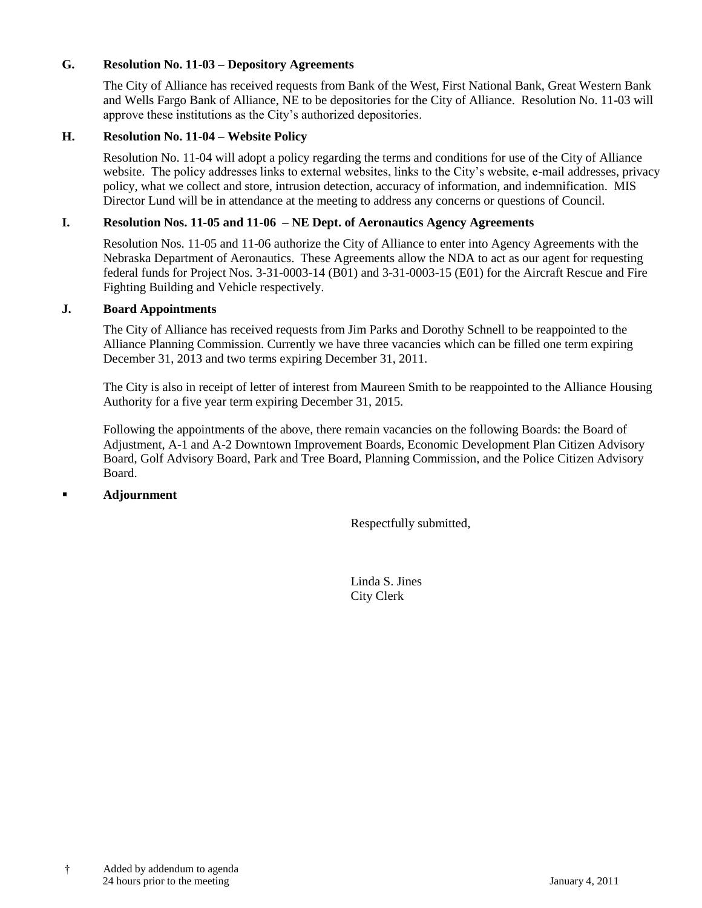**G. Resolution No. 11-03 – Depository Agreements**

The City of Alliance has received requests from Bank of the West, First National Bank, Great Western Bank and Wells Fargo Bank of Alliance, NE to be depositories for the City of Alliance. Resolution No. 11-03 will approve these institutions as the City's authorized depositories.

**H. Resolution No. 11-04 – Website Policy**

Resolution No. 11-04 will adopt a policy regarding the terms and conditions for use of the City of Alliance website. The policy addresses links to external websites, links to the City's website, e-mail addresses, privacy policy, what we collect and store, intrusion detection, accuracy of information, and indemnification. MIS Director Lund will be in attendance at the meeting to address any concerns or questions of Council.

**I. Resolution Nos. 11-05 and 11-06 – NE Dept. of Aeronautics Agency Agreements**

Resolution Nos. 11-05 and 11-06 authorize the City of Alliance to enter into Agency Agreements with the Nebraska Department of Aeronautics. These Agreements allow the NDA to act as our agent for requesting federal funds for Project Nos. 3-31-0003-14 (B01) and 3-31-0003-15 (E01) for the Aircraft Rescue and Fire Fighting Building and Vehicle respectively.

**J. Board Appointments**

The City of Alliance has received requests from Jim Parks and Dorothy Schnell to be reappointed to the Alliance Planning Commission. Currently we have three vacancies which can be filled one term expiring December 31, 2013 and two terms expiring December 31, 2011.

The City is also in receipt of letter of interest from Maureen Smith to be reappointed to the Alliance Housing Authority for a five year term expiring December 31, 2015.

Following the appointments of the above, there remain vacancies on the following Boards: the Board of Adjustment, A-1 and A-2 Downtown Improvement Boards, Economic Development Plan Citizen Advisory Board, Golf Advisory Board, Park and Tree Board, Planning Commission, and the Police Citizen Advisory Board.

- **Adjournment**

Respectfully submitted,

Linda S. Jines
City Clerk

† Added by addendum to agenda
24 hours prior to the meeting

January 4, 2011